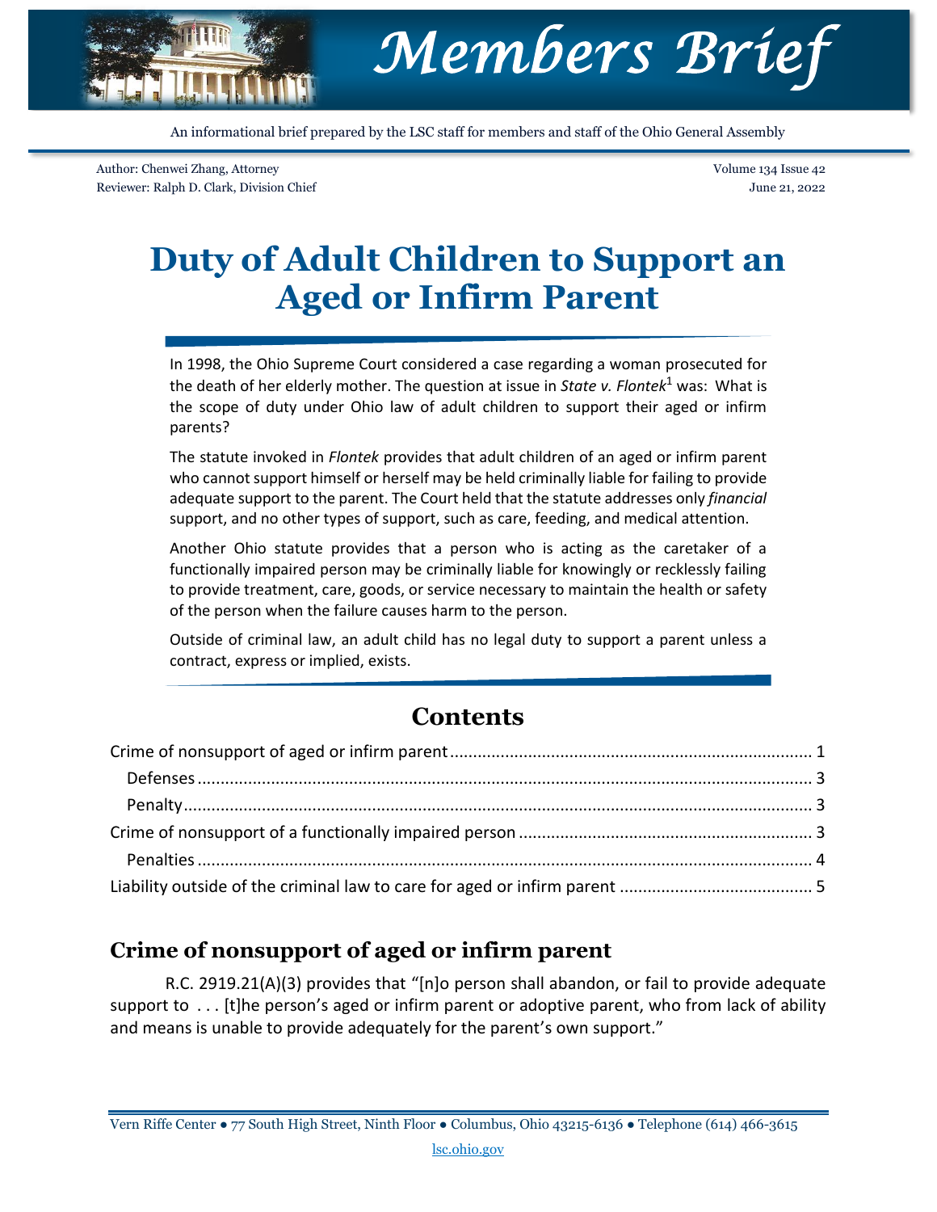# Members Brief

An informational brief prepared by the LSC staff for members and staff of the Ohio General Assembly

Author: Chenwei Zhang, Attorney
Reviewer: Ralph D. Clark, Division Chief

Volume 134 Issue 42
June 21, 2022

# Duty of Adult Children to Support an Aged or Infirm Parent

In 1998, the Ohio Supreme Court considered a case regarding a woman prosecuted for the death of her elderly mother. The question at issue in *State v. Flontek*[1] was: What is the scope of duty under Ohio law of adult children to support their aged or infirm parents?

The statute invoked in *Flontek* provides that adult children of an aged or infirm parent who cannot support himself or herself may be held criminally liable for failing to provide adequate support to the parent. The Court held that the statute addresses only *financial* support, and no other types of support, such as care, feeding, and medical attention.

Another Ohio statute provides that a person who is acting as the caretaker of a functionally impaired person may be criminally liable for knowingly or recklessly failing to provide treatment, care, goods, or service necessary to maintain the health or safety of the person when the failure causes harm to the person.

Outside of criminal law, an adult child has no legal duty to support a parent unless a contract, express or implied, exists.

## Contents

- Crime of nonsupport of aged or infirm parent ..... 1
  - Defenses ..... 3
  - Penalty ..... 3
- Crime of nonsupport of a functionally impaired person ..... 3
  - Penalties ..... 4
- Liability outside of the criminal law to care for aged or infirm parent ..... 5

## Crime of nonsupport of aged or infirm parent

R.C. 2919.21(A)(3) provides that "[n]o person shall abandon, or fail to provide adequate support to . . . [t]he person's aged or infirm parent or adoptive parent, who from lack of ability and means is unable to provide adequately for the parent's own support."

Vern Riffe Center ● 77 South High Street, Ninth Floor ● Columbus, Ohio 43215-6136 ● Telephone (614) 466-3615
lsc.ohio.gov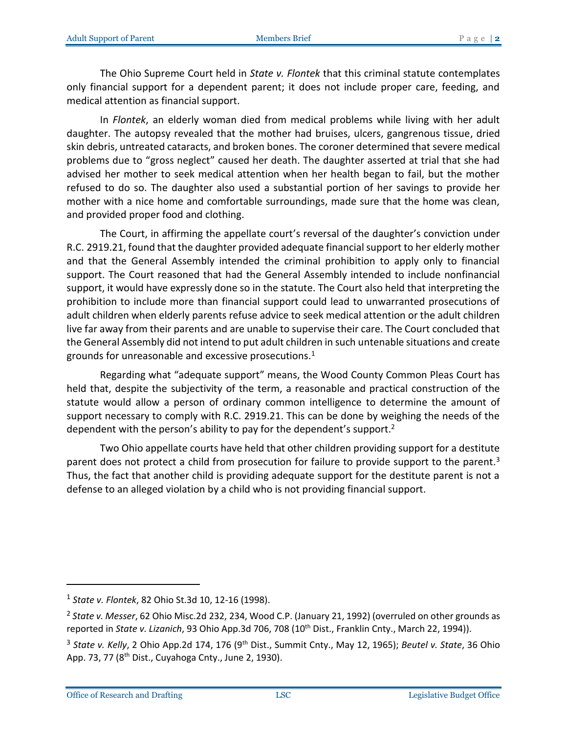The Ohio Supreme Court held in *State v. Flontek* that this criminal statute contemplates only financial support for a dependent parent; it does not include proper care, feeding, and medical attention as financial support.

In *Flontek*, an elderly woman died from medical problems while living with her adult daughter. The autopsy revealed that the mother had bruises, ulcers, gangrenous tissue, dried skin debris, untreated cataracts, and broken bones. The coroner determined that severe medical problems due to "gross neglect" caused her death. The daughter asserted at trial that she had advised her mother to seek medical attention when her health began to fail, but the mother refused to do so. The daughter also used a substantial portion of her savings to provide her mother with a nice home and comfortable surroundings, made sure that the home was clean, and provided proper food and clothing.

The Court, in affirming the appellate court's reversal of the daughter's conviction under R.C. 2919.21, found that the daughter provided adequate financial support to her elderly mother and that the General Assembly intended the criminal prohibition to apply only to financial support. The Court reasoned that had the General Assembly intended to include nonfinancial support, it would have expressly done so in the statute. The Court also held that interpreting the prohibition to include more than financial support could lead to unwarranted prosecutions of adult children when elderly parents refuse advice to seek medical attention or the adult children live far away from their parents and are unable to supervise their care. The Court concluded that the General Assembly did not intend to put adult children in such untenable situations and create grounds for unreasonable and excessive prosecutions.[1]

Regarding what "adequate support" means, the Wood County Common Pleas Court has held that, despite the subjectivity of the term, a reasonable and practical construction of the statute would allow a person of ordinary common intelligence to determine the amount of support necessary to comply with R.C. 2919.21. This can be done by weighing the needs of the dependent with the person's ability to pay for the dependent's support.[2]

Two Ohio appellate courts have held that other children providing support for a destitute parent does not protect a child from prosecution for failure to provide support to the parent.[3] Thus, the fact that another child is providing adequate support for the destitute parent is not a defense to an alleged violation by a child who is not providing financial support.

---

[1] *State v. Flontek*, 82 Ohio St.3d 10, 12-16 (1998).

[2] *State v. Messer*, 62 Ohio Misc.2d 232, 234, Wood C.P. (January 21, 1992) (overruled on other grounds as reported in *State v. Lizanich*, 93 Ohio App.3d 706, 708 (10th Dist., Franklin Cnty., March 22, 1994)).

[3] *State v. Kelly*, 2 Ohio App.2d 174, 176 (9th Dist., Summit Cnty., May 12, 1965); *Beutel v. State*, 36 Ohio App. 73, 77 (8th Dist., Cuyahoga Cnty., June 2, 1930).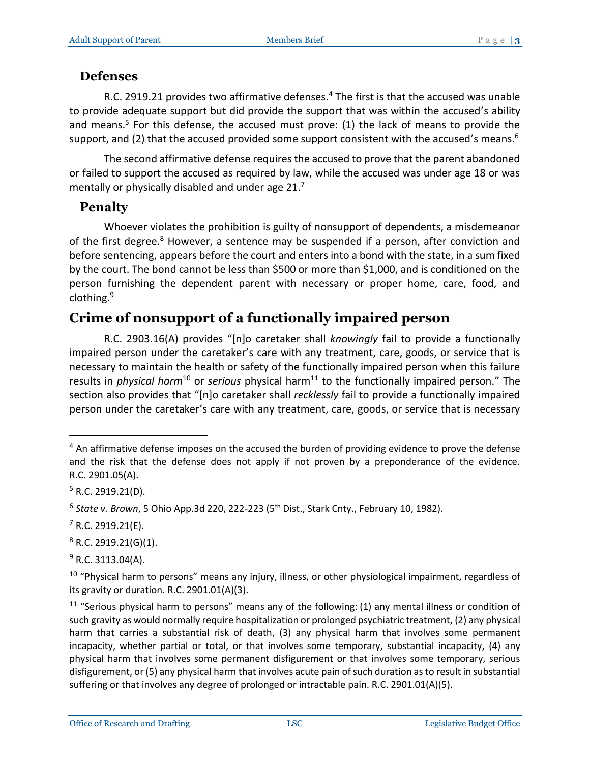### Defenses

R.C. 2919.21 provides two affirmative defenses.[4] The first is that the accused was unable to provide adequate support but did provide the support that was within the accused's ability and means.[5] For this defense, the accused must prove: (1) the lack of means to provide the support, and (2) that the accused provided some support consistent with the accused's means.[6]

The second affirmative defense requires the accused to prove that the parent abandoned or failed to support the accused as required by law, while the accused was under age 18 or was mentally or physically disabled and under age 21.[7]

### Penalty

Whoever violates the prohibition is guilty of nonsupport of dependents, a misdemeanor of the first degree.[8] However, a sentence may be suspended if a person, after conviction and before sentencing, appears before the court and enters into a bond with the state, in a sum fixed by the court. The bond cannot be less than $500 or more than $1,000, and is conditioned on the person furnishing the dependent parent with necessary or proper home, care, food, and clothing.[9]

## Crime of nonsupport of a functionally impaired person

R.C. 2903.16(A) provides "[n]o caretaker shall *knowingly* fail to provide a functionally impaired person under the caretaker's care with any treatment, care, goods, or service that is necessary to maintain the health or safety of the functionally impaired person when this failure results in *physical harm*[10] or *serious* physical harm[11] to the functionally impaired person." The section also provides that "[n]o caretaker shall *recklessly* fail to provide a functionally impaired person under the caretaker's care with any treatment, care, goods, or service that is necessary

---

[4] An affirmative defense imposes on the accused the burden of providing evidence to prove the defense and the risk that the defense does not apply if not proven by a preponderance of the evidence. R.C. 2901.05(A).

[5] R.C. 2919.21(D).

[6] *State v. Brown*, 5 Ohio App.3d 220, 222-223 (5th Dist., Stark Cnty., February 10, 1982).

[7] R.C. 2919.21(E).

[8] R.C. 2919.21(G)(1).

[9] R.C. 3113.04(A).

[10] "Physical harm to persons" means any injury, illness, or other physiological impairment, regardless of its gravity or duration. R.C. 2901.01(A)(3).

[11] "Serious physical harm to persons" means any of the following: (1) any mental illness or condition of such gravity as would normally require hospitalization or prolonged psychiatric treatment, (2) any physical harm that carries a substantial risk of death, (3) any physical harm that involves some permanent incapacity, whether partial or total, or that involves some temporary, substantial incapacity, (4) any physical harm that involves some permanent disfigurement or that involves some temporary, serious disfigurement, or (5) any physical harm that involves acute pain of such duration as to result in substantial suffering or that involves any degree of prolonged or intractable pain. R.C. 2901.01(A)(5).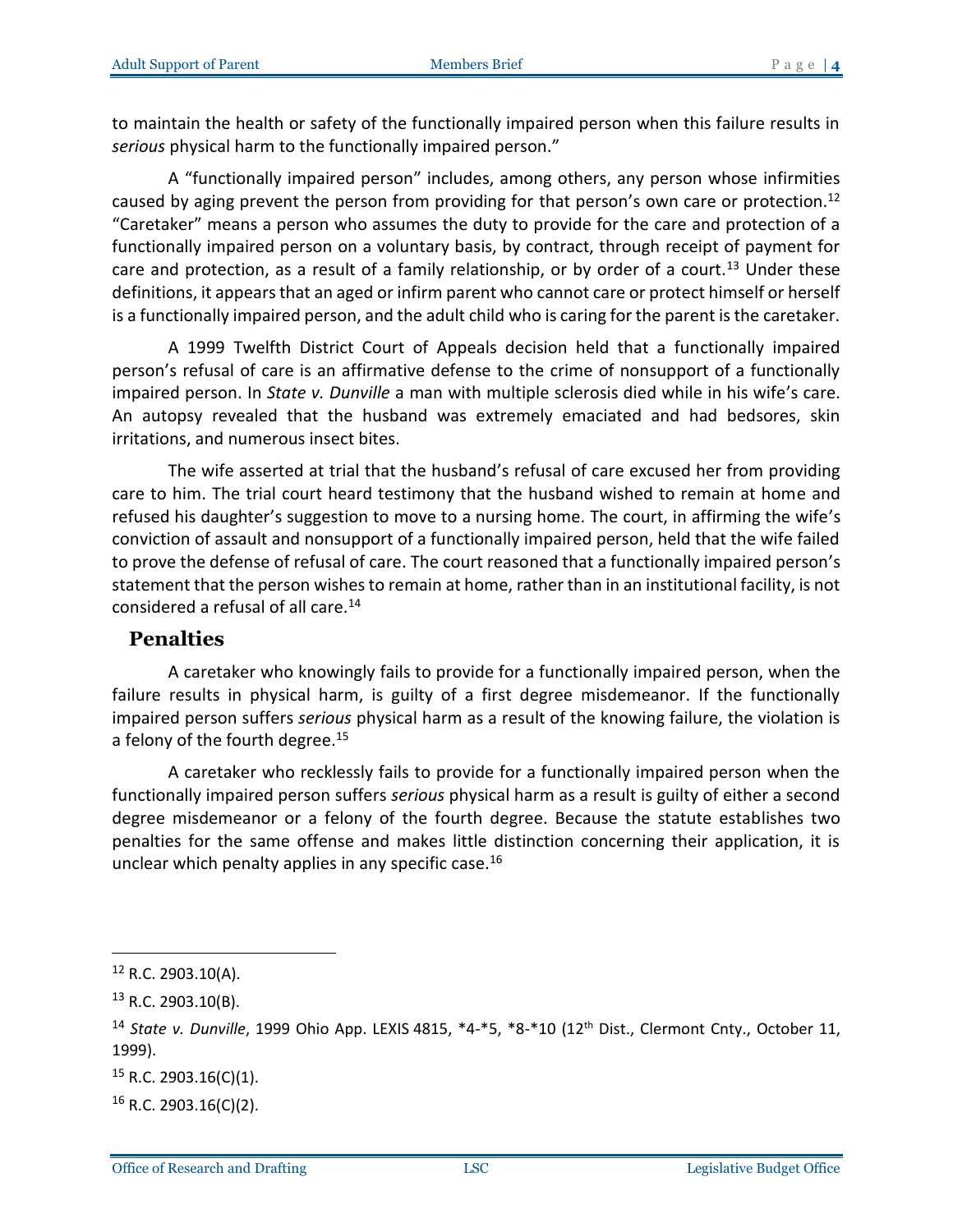to maintain the health or safety of the functionally impaired person when this failure results in *serious* physical harm to the functionally impaired person."

A "functionally impaired person" includes, among others, any person whose infirmities caused by aging prevent the person from providing for that person's own care or protection.[12] "Caretaker" means a person who assumes the duty to provide for the care and protection of a functionally impaired person on a voluntary basis, by contract, through receipt of payment for care and protection, as a result of a family relationship, or by order of a court.[13] Under these definitions, it appears that an aged or infirm parent who cannot care or protect himself or herself is a functionally impaired person, and the adult child who is caring for the parent is the caretaker.

A 1999 Twelfth District Court of Appeals decision held that a functionally impaired person's refusal of care is an affirmative defense to the crime of nonsupport of a functionally impaired person. In *State v. Dunville* a man with multiple sclerosis died while in his wife's care. An autopsy revealed that the husband was extremely emaciated and had bedsores, skin irritations, and numerous insect bites.

The wife asserted at trial that the husband's refusal of care excused her from providing care to him. The trial court heard testimony that the husband wished to remain at home and refused his daughter's suggestion to move to a nursing home. The court, in affirming the wife's conviction of assault and nonsupport of a functionally impaired person, held that the wife failed to prove the defense of refusal of care. The court reasoned that a functionally impaired person's statement that the person wishes to remain at home, rather than in an institutional facility, is not considered a refusal of all care.[14]

## Penalties

A caretaker who knowingly fails to provide for a functionally impaired person, when the failure results in physical harm, is guilty of a first degree misdemeanor. If the functionally impaired person suffers *serious* physical harm as a result of the knowing failure, the violation is a felony of the fourth degree.[15]

A caretaker who recklessly fails to provide for a functionally impaired person when the functionally impaired person suffers *serious* physical harm as a result is guilty of either a second degree misdemeanor or a felony of the fourth degree. Because the statute establishes two penalties for the same offense and makes little distinction concerning their application, it is unclear which penalty applies in any specific case.[16]

---

[12] R.C. 2903.10(A).

[13] R.C. 2903.10(B).

[14] *State v. Dunville*, 1999 Ohio App. LEXIS 4815, *4-*5, *8-*10 (12th Dist., Clermont Cnty., October 11, 1999).

[15] R.C. 2903.16(C)(1).

[16] R.C. 2903.16(C)(2).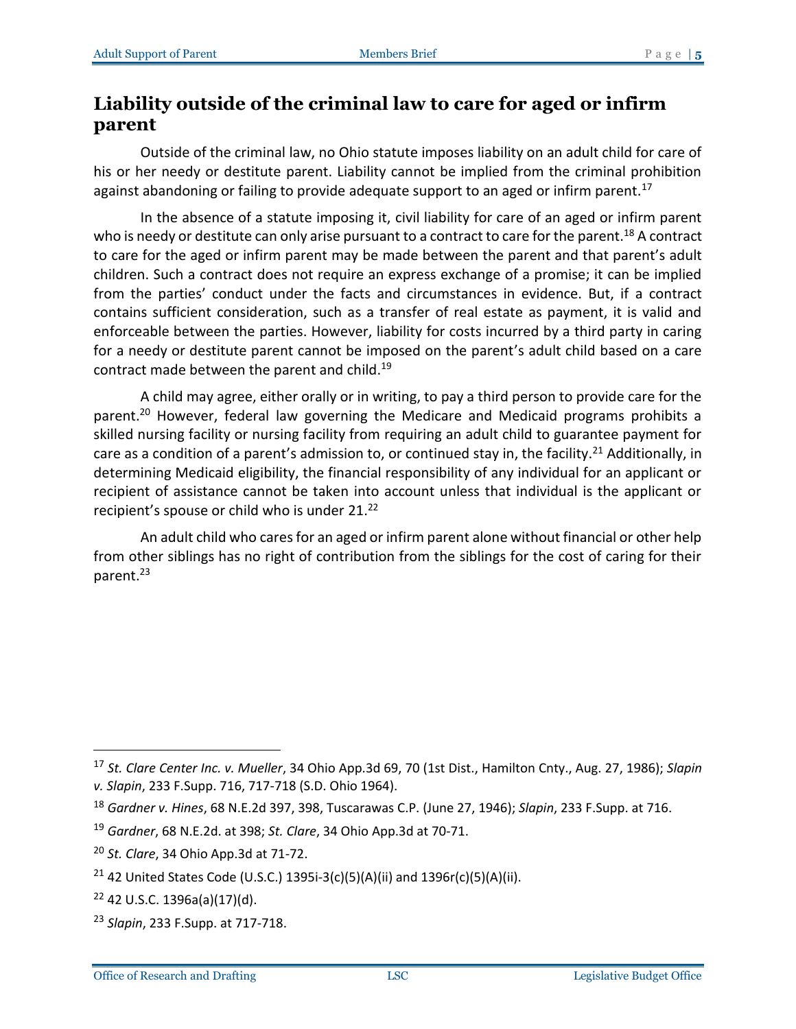## Liability outside of the criminal law to care for aged or infirm parent

Outside of the criminal law, no Ohio statute imposes liability on an adult child for care of his or her needy or destitute parent. Liability cannot be implied from the criminal prohibition against abandoning or failing to provide adequate support to an aged or infirm parent.[17]

In the absence of a statute imposing it, civil liability for care of an aged or infirm parent who is needy or destitute can only arise pursuant to a contract to care for the parent.[18] A contract to care for the aged or infirm parent may be made between the parent and that parent's adult children. Such a contract does not require an express exchange of a promise; it can be implied from the parties' conduct under the facts and circumstances in evidence. But, if a contract contains sufficient consideration, such as a transfer of real estate as payment, it is valid and enforceable between the parties. However, liability for costs incurred by a third party in caring for a needy or destitute parent cannot be imposed on the parent's adult child based on a care contract made between the parent and child.[19]

A child may agree, either orally or in writing, to pay a third person to provide care for the parent.[20] However, federal law governing the Medicare and Medicaid programs prohibits a skilled nursing facility or nursing facility from requiring an adult child to guarantee payment for care as a condition of a parent's admission to, or continued stay in, the facility.[21] Additionally, in determining Medicaid eligibility, the financial responsibility of any individual for an applicant or recipient of assistance cannot be taken into account unless that individual is the applicant or recipient's spouse or child who is under 21.[22]

An adult child who cares for an aged or infirm parent alone without financial or other help from other siblings has no right of contribution from the siblings for the cost of caring for their parent.[23]

---

[17] *St. Clare Center Inc. v. Mueller*, 34 Ohio App.3d 69, 70 (1st Dist., Hamilton Cnty., Aug. 27, 1986); *Slapin v. Slapin*, 233 F.Supp. 716, 717-718 (S.D. Ohio 1964).

[18] *Gardner v. Hines*, 68 N.E.2d 397, 398, Tuscarawas C.P. (June 27, 1946); *Slapin*, 233 F.Supp. at 716.

[19] *Gardner*, 68 N.E.2d. at 398; *St. Clare*, 34 Ohio App.3d at 70-71.

[20] *St. Clare*, 34 Ohio App.3d at 71-72.

[21] 42 United States Code (U.S.C.) 1395i-3(c)(5)(A)(ii) and 1396r(c)(5)(A)(ii).

[22] 42 U.S.C. 1396a(a)(17)(d).

[23] *Slapin*, 233 F.Supp. at 717-718.